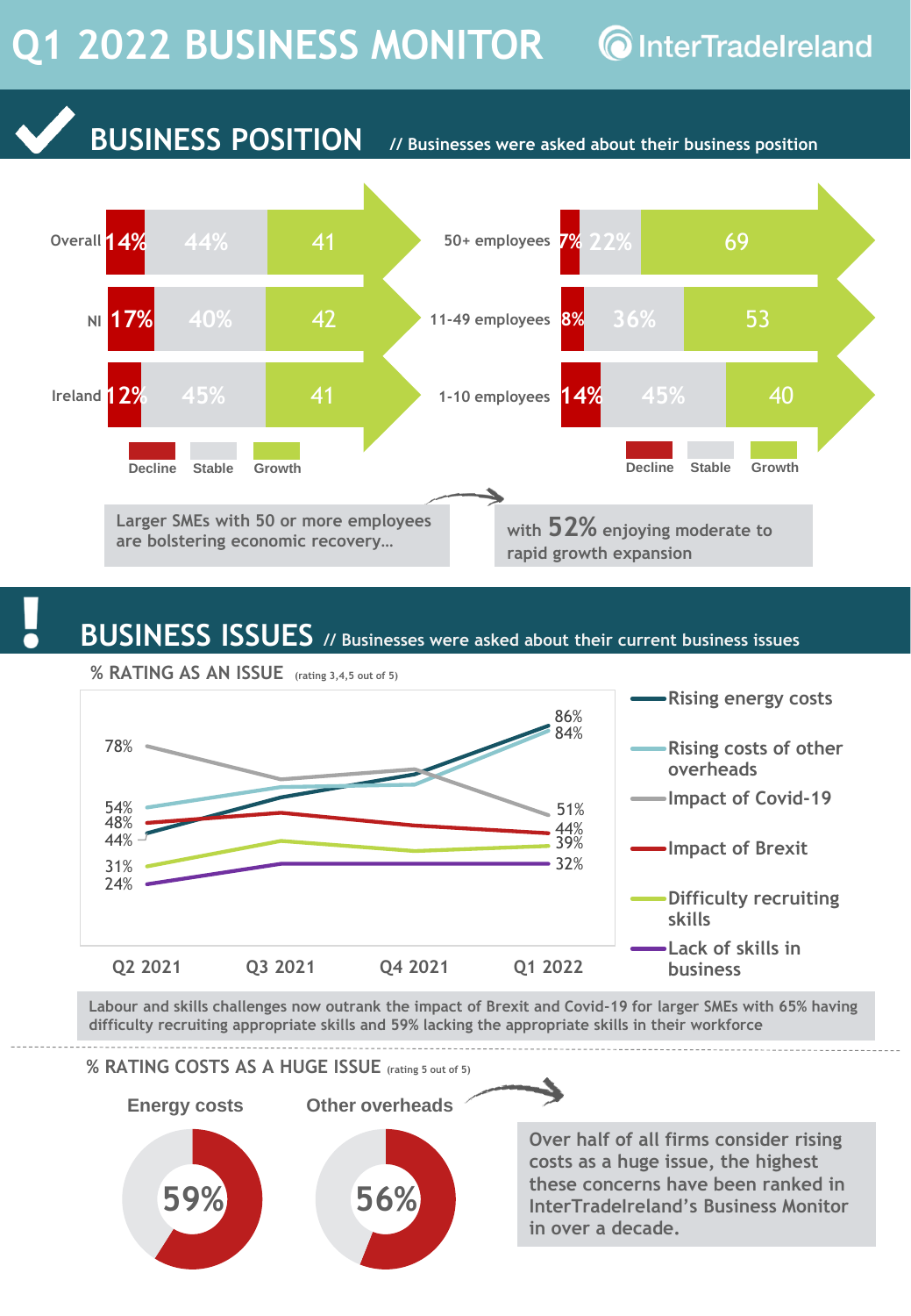# Q1 2022 BUSINESS MONITOR

InterTradeIreland

## BUSINESS POSITION

// Businesses were asked about their business position

| | Decline | Stable | Growth |
|---|---|---|---|
| Overall | 14% | 44% | 41 |
| NI | 17% | 40% | 42 |
| Ireland | 12% | 45% | 41 |

| | Decline | Stable | Growth |
|---|---|---|---|
| 50+ employees | 7% | 22% | 69 |
| 11-49 employees | 8% | 36% | 53 |
| 1-10 employees | 14% | 45% | 40 |

Larger SMEs with 50 or more employees are bolstering economic recovery… with **52%** enjoying moderate to rapid growth expansion

## BUSINESS ISSUES

// Businesses were asked about their current business issues

### % RATING AS AN ISSUE (rating 3,4,5 out of 5)

| Issue | Q2 2021 | Q1 2022 |
|---|---|---|
| Rising energy costs | 44% | 86% |
| Rising costs of other overheads | 54% | 84% |
| Impact of Covid-19 | 78% | 51% |
| Impact of Brexit | 48% | 44% |
| Difficulty recruiting skills | 31% | 39% |
| Lack of skills in business | 24% | 32% |

Labour and skills challenges now outrank the impact of Brexit and Covid-19 for larger SMEs with 65% having difficulty recruiting appropriate skills and 59% lacking the appropriate skills in their workforce

### % RATING COSTS AS A HUGE ISSUE (rating 5 out of 5)

- Energy costs: 59%
- Other overheads: 56%

Over half of all firms consider rising costs as a huge issue, the highest these concerns have been ranked in InterTradeIreland's Business Monitor in over a decade.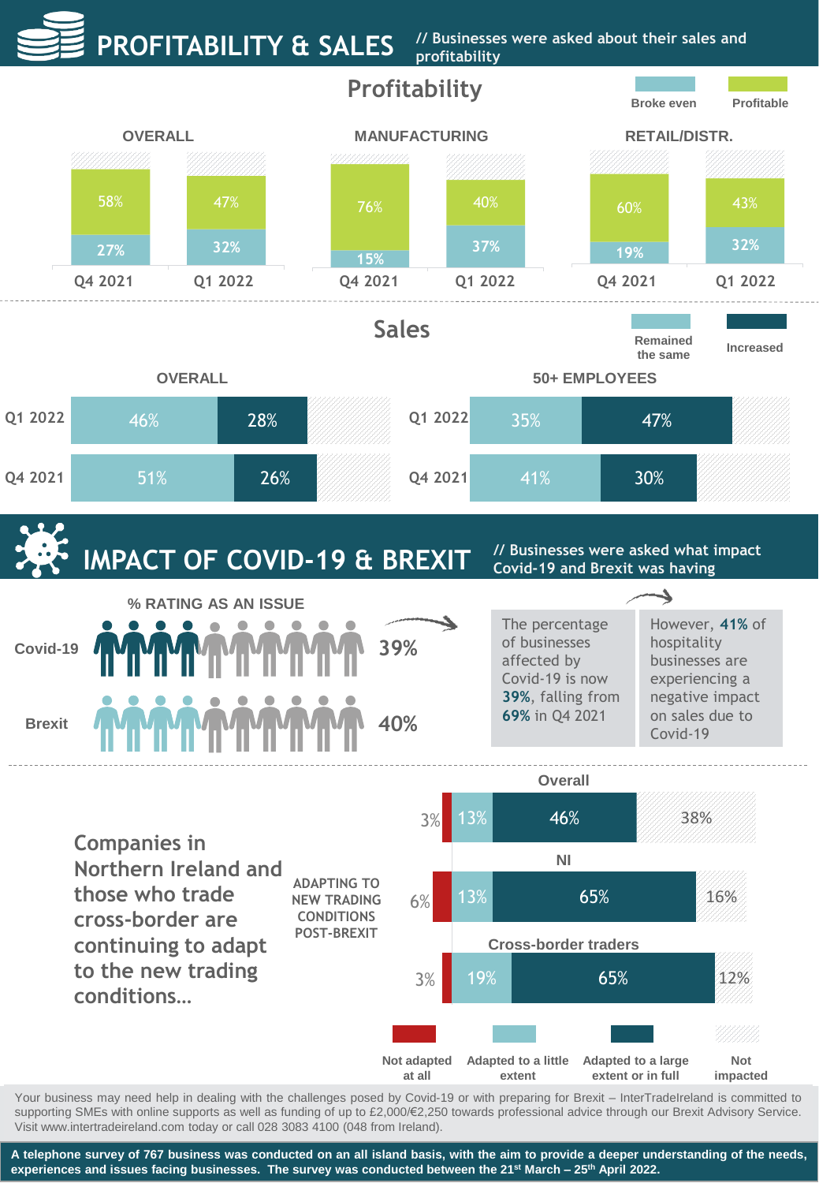# PROFITABILITY & SALES

// Businesses were asked about their sales and profitability

## Profitability

Broke even
Profitable

OVERALL
Q4 2021: 58%, 27%
Q1 2022: 47%, 32%

MANUFACTURING
Q4 2021: 76%, 15%
Q1 2022: 40%, 37%

RETAIL/DISTR.
Q4 2021: 60%, 19%
Q1 2022: 43%, 32%

## Sales

Remained the same
Increased

OVERALL
Q1 2022: 46%, 28%
Q4 2021: 51%, 26%

50+ EMPLOYEES
Q1 2022: 35%, 47%
Q4 2021: 41%, 30%

# IMPACT OF COVID-19 & BREXIT

// Businesses were asked what impact Covid-19 and Brexit was having

% RATING AS AN ISSUE

Covid-19: 39%

Brexit: 40%

The percentage of businesses affected by Covid-19 is now **39%**, falling from **69%** in Q4 2021

However, **41%** of hospitality businesses are experiencing a negative impact on sales due to Covid-19

Companies in Northern Ireland and those who trade cross-border are continuing to adapt to the new trading conditions…

ADAPTING TO NEW TRADING CONDITIONS POST-BREXIT

Overall: 3%, 13%, 46%, 38%

NI: 6%, 13%, 65%, 16%

Cross-border traders: 3%, 19%, 65%, 12%

Not adapted at all
Adapted to a little extent
Adapted to a large extent or in full
Not impacted

Your business may need help in dealing with the challenges posed by Covid-19 or with preparing for Brexit – InterTradeIreland is committed to supporting SMEs with online supports as well as funding of up to £2,000/€2,250 towards professional advice through our Brexit Advisory Service. Visit www.intertradeireland.com today or call 028 3083 4100 (048 from Ireland).

**A telephone survey of 767 business was conducted on an all island basis, with the aim to provide a deeper understanding of the needs, experiences and issues facing businesses. The survey was conducted between the 21st March – 25th April 2022.**